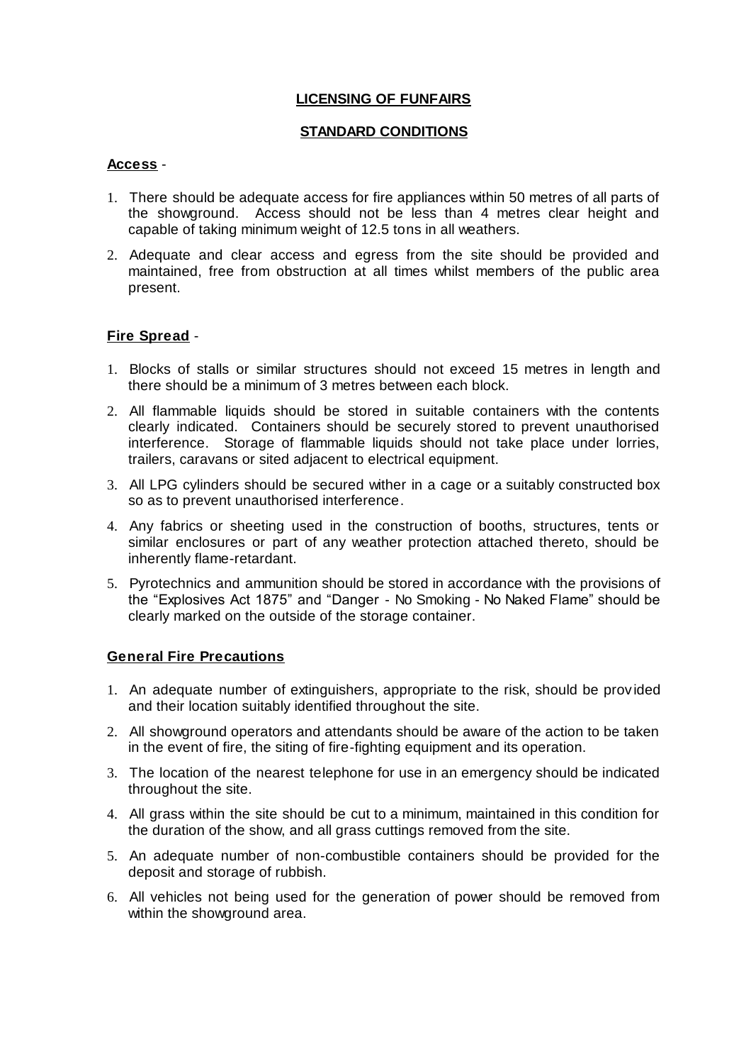**LICENSING OF FUNFAIRS**

**STANDARD CONDITIONS**

**Access** -

1. There should be adequate access for fire appliances within 50 metres of all parts of the showground. Access should not be less than 4 metres clear height and capable of taking minimum weight of 12.5 tons in all weathers.
2. Adequate and clear access and egress from the site should be provided and maintained, free from obstruction at all times whilst members of the public area present.

**Fire Spread** -

1. Blocks of stalls or similar structures should not exceed 15 metres in length and there should be a minimum of 3 metres between each block.
2. All flammable liquids should be stored in suitable containers with the contents clearly indicated. Containers should be securely stored to prevent unauthorised interference. Storage of flammable liquids should not take place under lorries, trailers, caravans or sited adjacent to electrical equipment.
3. All LPG cylinders should be secured wither in a cage or a suitably constructed box so as to prevent unauthorised interference.
4. Any fabrics or sheeting used in the construction of booths, structures, tents or similar enclosures or part of any weather protection attached thereto, should be inherently flame-retardant.
5. Pyrotechnics and ammunition should be stored in accordance with the provisions of the "Explosives Act 1875" and "Danger - No Smoking - No Naked Flame" should be clearly marked on the outside of the storage container.

**General Fire Precautions**

1. An adequate number of extinguishers, appropriate to the risk, should be provided and their location suitably identified throughout the site.
2. All showground operators and attendants should be aware of the action to be taken in the event of fire, the siting of fire-fighting equipment and its operation.
3. The location of the nearest telephone for use in an emergency should be indicated throughout the site.
4. All grass within the site should be cut to a minimum, maintained in this condition for the duration of the show, and all grass cuttings removed from the site.
5. An adequate number of non-combustible containers should be provided for the deposit and storage of rubbish.
6. All vehicles not being used for the generation of power should be removed from within the showground area.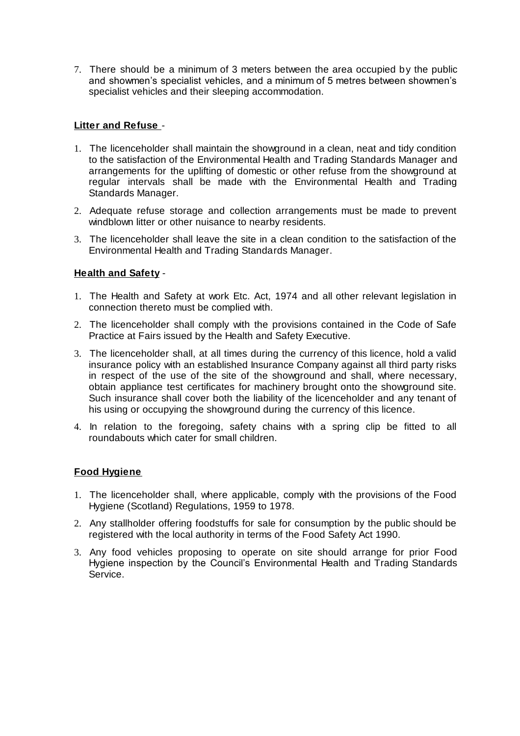7. There should be a minimum of 3 meters between the area occupied by the public and showmen's specialist vehicles, and a minimum of 5 metres between showmen's specialist vehicles and their sleeping accommodation.

**Litter and Refuse** -

1. The licenceholder shall maintain the showground in a clean, neat and tidy condition to the satisfaction of the Environmental Health and Trading Standards Manager and arrangements for the uplifting of domestic or other refuse from the showground at regular intervals shall be made with the Environmental Health and Trading Standards Manager.
2. Adequate refuse storage and collection arrangements must be made to prevent windblown litter or other nuisance to nearby residents.
3. The licenceholder shall leave the site in a clean condition to the satisfaction of the Environmental Health and Trading Standards Manager.

**Health and Safety** -

1. The Health and Safety at work Etc. Act, 1974 and all other relevant legislation in connection thereto must be complied with.
2. The licenceholder shall comply with the provisions contained in the Code of Safe Practice at Fairs issued by the Health and Safety Executive.
3. The licenceholder shall, at all times during the currency of this licence, hold a valid insurance policy with an established Insurance Company against all third party risks in respect of the use of the site of the showground and shall, where necessary, obtain appliance test certificates for machinery brought onto the showground site. Such insurance shall cover both the liability of the licenceholder and any tenant of his using or occupying the showground during the currency of this licence.
4. In relation to the foregoing, safety chains with a spring clip be fitted to all roundabouts which cater for small children.

**Food Hygiene**

1. The licenceholder shall, where applicable, comply with the provisions of the Food Hygiene (Scotland) Regulations, 1959 to 1978.
2. Any stallholder offering foodstuffs for sale for consumption by the public should be registered with the local authority in terms of the Food Safety Act 1990.
3. Any food vehicles proposing to operate on site should arrange for prior Food Hygiene inspection by the Council's Environmental Health and Trading Standards Service.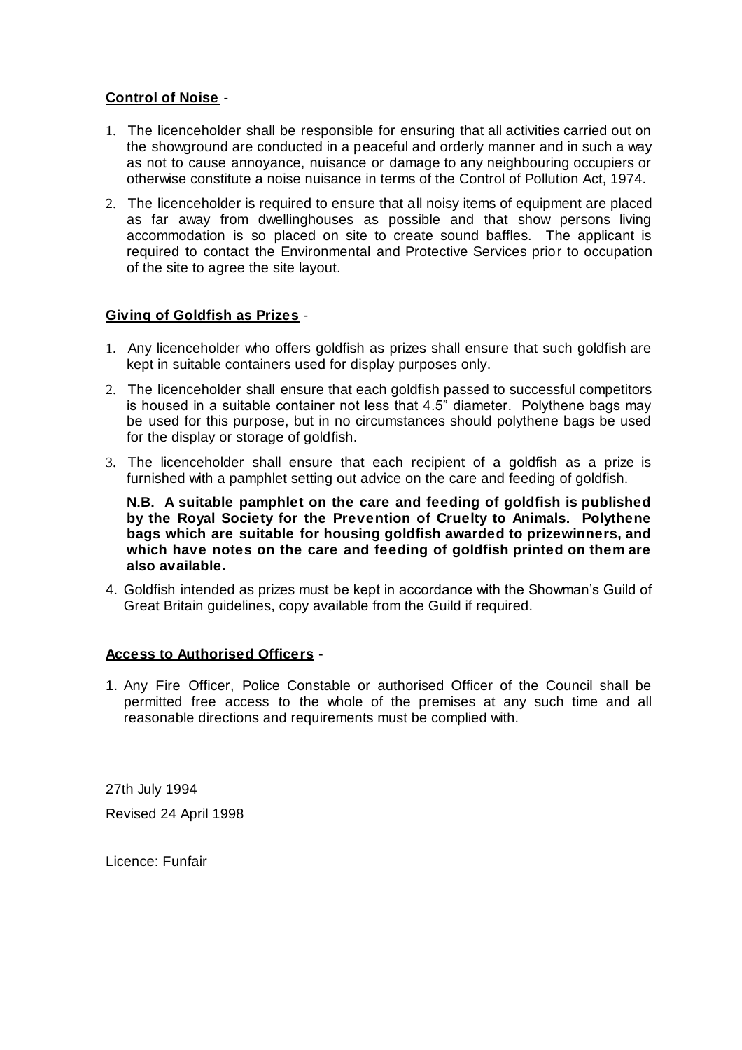**Control of Noise** -

1. The licenceholder shall be responsible for ensuring that all activities carried out on the showground are conducted in a peaceful and orderly manner and in such a way as not to cause annoyance, nuisance or damage to any neighbouring occupiers or otherwise constitute a noise nuisance in terms of the Control of Pollution Act, 1974.
2. The licenceholder is required to ensure that all noisy items of equipment are placed as far away from dwellinghouses as possible and that show persons living accommodation is so placed on site to create sound baffles. The applicant is required to contact the Environmental and Protective Services prior to occupation of the site to agree the site layout.

**Giving of Goldfish as Prizes** -

1. Any licenceholder who offers goldfish as prizes shall ensure that such goldfish are kept in suitable containers used for display purposes only.
2. The licenceholder shall ensure that each goldfish passed to successful competitors is housed in a suitable container not less that 4.5" diameter. Polythene bags may be used for this purpose, but in no circumstances should polythene bags be used for the display or storage of goldfish.
3. The licenceholder shall ensure that each recipient of a goldfish as a prize is furnished with a pamphlet setting out advice on the care and feeding of goldfish.

   **N.B. A suitable pamphlet on the care and feeding of goldfish is published by the Royal Society for the Prevention of Cruelty to Animals. Polythene bags which are suitable for housing goldfish awarded to prizewinners, and which have notes on the care and feeding of goldfish printed on them are also available.**

4. Goldfish intended as prizes must be kept in accordance with the Showman's Guild of Great Britain guidelines, copy available from the Guild if required.

**Access to Authorised Officers** -

1. Any Fire Officer, Police Constable or authorised Officer of the Council shall be permitted free access to the whole of the premises at any such time and all reasonable directions and requirements must be complied with.

27th July 1994

Revised 24 April 1998

Licence: Funfair